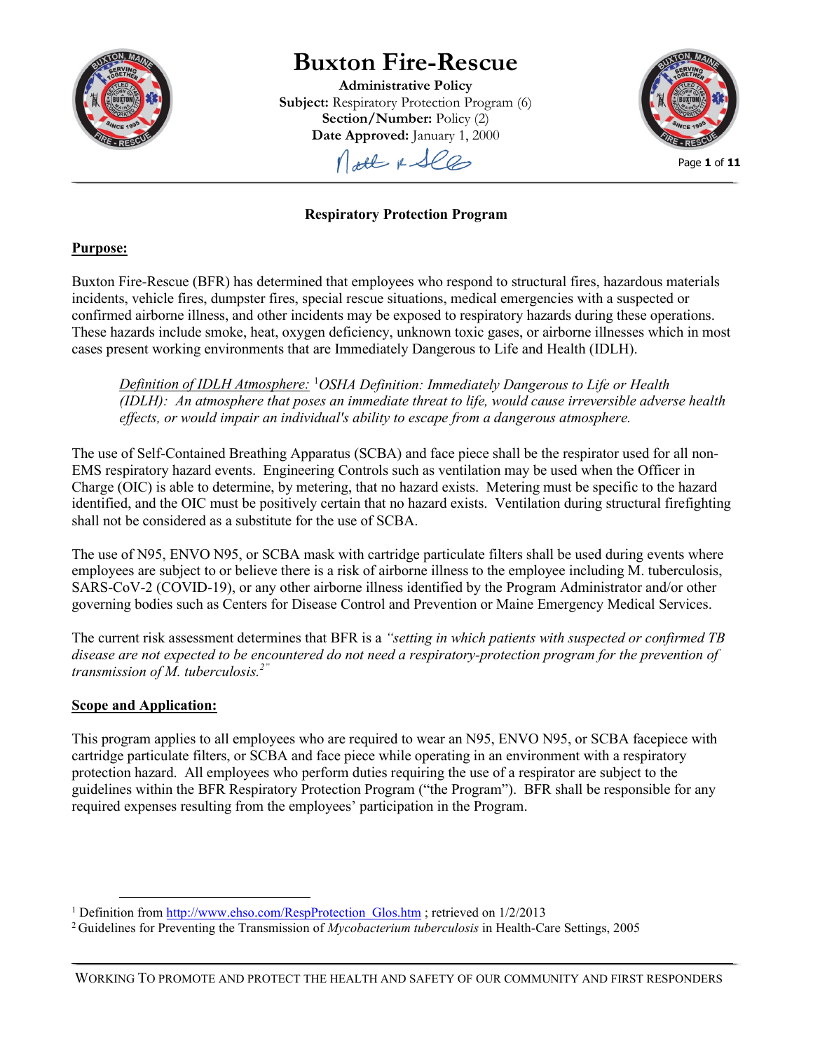# Buxton Fire-Rescue

**Administrative Policy**
**Subject:** Respiratory Protection Program (6)
**Section/Number:** Policy (2)
**Date Approved:** January 1, 2000

## Respiratory Protection Program

### Purpose:

Buxton Fire-Rescue (BFR) has determined that employees who respond to structural fires, hazardous materials incidents, vehicle fires, dumpster fires, special rescue situations, medical emergencies with a suspected or confirmed airborne illness, and other incidents may be exposed to respiratory hazards during these operations. These hazards include smoke, heat, oxygen deficiency, unknown toxic gases, or airborne illnesses which in most cases present working environments that are Immediately Dangerous to Life and Health (IDLH).

> *Definition of IDLH Atmosphere:* [1]*OSHA Definition: Immediately Dangerous to Life or Health (IDLH): An atmosphere that poses an immediate threat to life, would cause irreversible adverse health effects, or would impair an individual's ability to escape from a dangerous atmosphere.*

The use of Self-Contained Breathing Apparatus (SCBA) and face piece shall be the respirator used for all non-EMS respiratory hazard events. Engineering Controls such as ventilation may be used when the Officer in Charge (OIC) is able to determine, by metering, that no hazard exists. Metering must be specific to the hazard identified, and the OIC must be positively certain that no hazard exists. Ventilation during structural firefighting shall not be considered as a substitute for the use of SCBA.

The use of N95, ENVO N95, or SCBA mask with cartridge particulate filters shall be used during events where employees are subject to or believe there is a risk of airborne illness to the employee including M. tuberculosis, SARS-CoV-2 (COVID-19), or any other airborne illness identified by the Program Administrator and/or other governing bodies such as Centers for Disease Control and Prevention or Maine Emergency Medical Services.

The current risk assessment determines that BFR is a *"setting in which patients with suspected or confirmed TB disease are not expected to be encountered do not need a respiratory-protection program for the prevention of transmission of M. tuberculosis.*[2]*"*

### Scope and Application:

This program applies to all employees who are required to wear an N95, ENVO N95, or SCBA facepiece with cartridge particulate filters, or SCBA and face piece while operating in an environment with a respiratory protection hazard. All employees who perform duties requiring the use of a respirator are subject to the guidelines within the BFR Respiratory Protection Program ("the Program"). BFR shall be responsible for any required expenses resulting from the employees' participation in the Program.

---

[1] Definition from http://www.ehso.com/RespProtection_Glos.htm ; retrieved on 1/2/2013

[2] Guidelines for Preventing the Transmission of *Mycobacterium tuberculosis* in Health-Care Settings, 2005

WORKING TO PROMOTE AND PROTECT THE HEALTH AND SAFETY OF OUR COMMUNITY AND FIRST RESPONDERS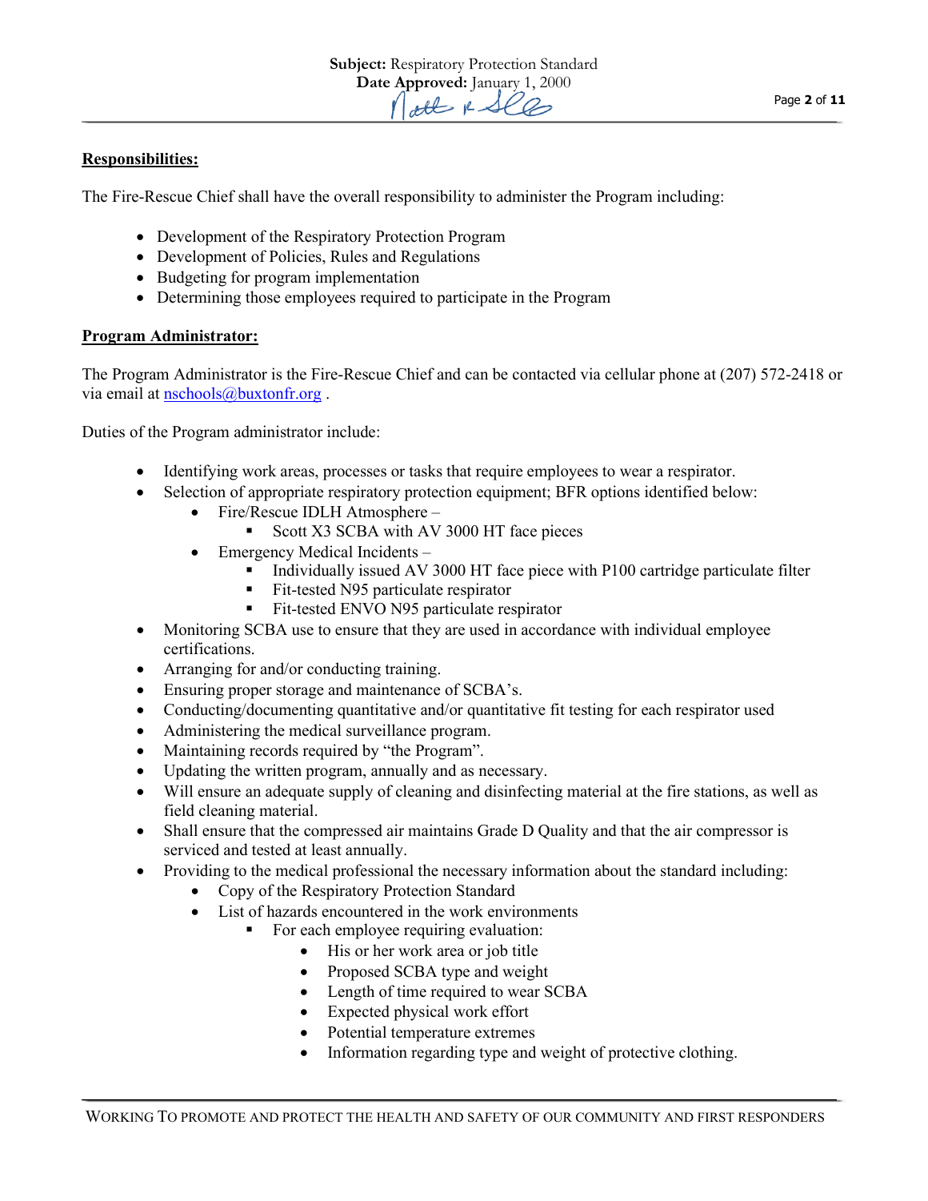**Responsibilities:**

The Fire-Rescue Chief shall have the overall responsibility to administer the Program including:

- Development of the Respiratory Protection Program
- Development of Policies, Rules and Regulations
- Budgeting for program implementation
- Determining those employees required to participate in the Program

**Program Administrator:**

The Program Administrator is the Fire-Rescue Chief and can be contacted via cellular phone at (207) 572-2418 or via email at nschools@buxtonfr.org .

Duties of the Program administrator include:

- Identifying work areas, processes or tasks that require employees to wear a respirator.
- Selection of appropriate respiratory protection equipment; BFR options identified below:
  - Fire/Rescue IDLH Atmosphere –
    - Scott X3 SCBA with AV 3000 HT face pieces
  - Emergency Medical Incidents –
    - Individually issued AV 3000 HT face piece with P100 cartridge particulate filter
    - Fit-tested N95 particulate respirator
    - Fit-tested ENVO N95 particulate respirator
- Monitoring SCBA use to ensure that they are used in accordance with individual employee certifications.
- Arranging for and/or conducting training.
- Ensuring proper storage and maintenance of SCBA's.
- Conducting/documenting quantitative and/or quantitative fit testing for each respirator used
- Administering the medical surveillance program.
- Maintaining records required by "the Program".
- Updating the written program, annually and as necessary.
- Will ensure an adequate supply of cleaning and disinfecting material at the fire stations, as well as field cleaning material.
- Shall ensure that the compressed air maintains Grade D Quality and that the air compressor is serviced and tested at least annually.
- Providing to the medical professional the necessary information about the standard including:
  - Copy of the Respiratory Protection Standard
  - List of hazards encountered in the work environments
    - For each employee requiring evaluation:
      - His or her work area or job title
      - Proposed SCBA type and weight
      - Length of time required to wear SCBA
      - Expected physical work effort
      - Potential temperature extremes
      - Information regarding type and weight of protective clothing.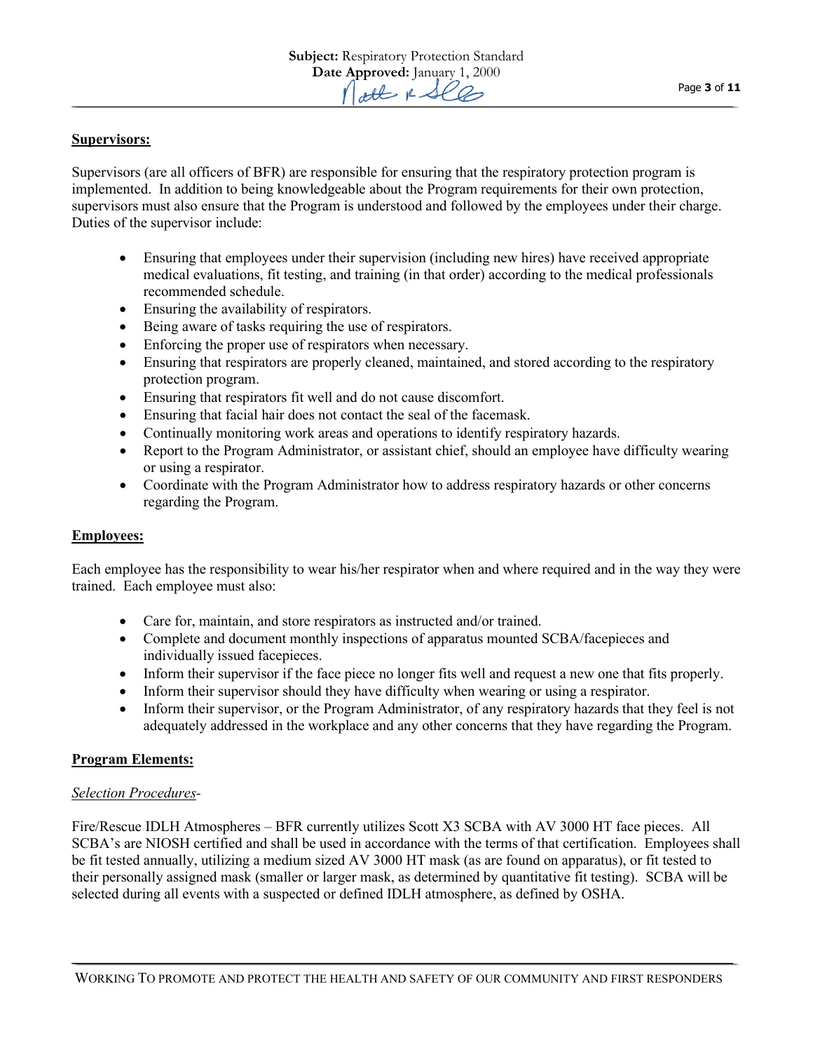**Supervisors:**

Supervisors (are all officers of BFR) are responsible for ensuring that the respiratory protection program is implemented. In addition to being knowledgeable about the Program requirements for their own protection, supervisors must also ensure that the Program is understood and followed by the employees under their charge. Duties of the supervisor include:

- Ensuring that employees under their supervision (including new hires) have received appropriate medical evaluations, fit testing, and training (in that order) according to the medical professionals recommended schedule.
- Ensuring the availability of respirators.
- Being aware of tasks requiring the use of respirators.
- Enforcing the proper use of respirators when necessary.
- Ensuring that respirators are properly cleaned, maintained, and stored according to the respiratory protection program.
- Ensuring that respirators fit well and do not cause discomfort.
- Ensuring that facial hair does not contact the seal of the facemask.
- Continually monitoring work areas and operations to identify respiratory hazards.
- Report to the Program Administrator, or assistant chief, should an employee have difficulty wearing or using a respirator.
- Coordinate with the Program Administrator how to address respiratory hazards or other concerns regarding the Program.

**Employees:**

Each employee has the responsibility to wear his/her respirator when and where required and in the way they were trained. Each employee must also:

- Care for, maintain, and store respirators as instructed and/or trained.
- Complete and document monthly inspections of apparatus mounted SCBA/facepieces and individually issued facepieces.
- Inform their supervisor if the face piece no longer fits well and request a new one that fits properly.
- Inform their supervisor should they have difficulty when wearing or using a respirator.
- Inform their supervisor, or the Program Administrator, of any respiratory hazards that they feel is not adequately addressed in the workplace and any other concerns that they have regarding the Program.

**Program Elements:**

*Selection Procedures*-

Fire/Rescue IDLH Atmospheres – BFR currently utilizes Scott X3 SCBA with AV 3000 HT face pieces. All SCBA's are NIOSH certified and shall be used in accordance with the terms of that certification. Employees shall be fit tested annually, utilizing a medium sized AV 3000 HT mask (as are found on apparatus), or fit tested to their personally assigned mask (smaller or larger mask, as determined by quantitative fit testing). SCBA will be selected during all events with a suspected or defined IDLH atmosphere, as defined by OSHA.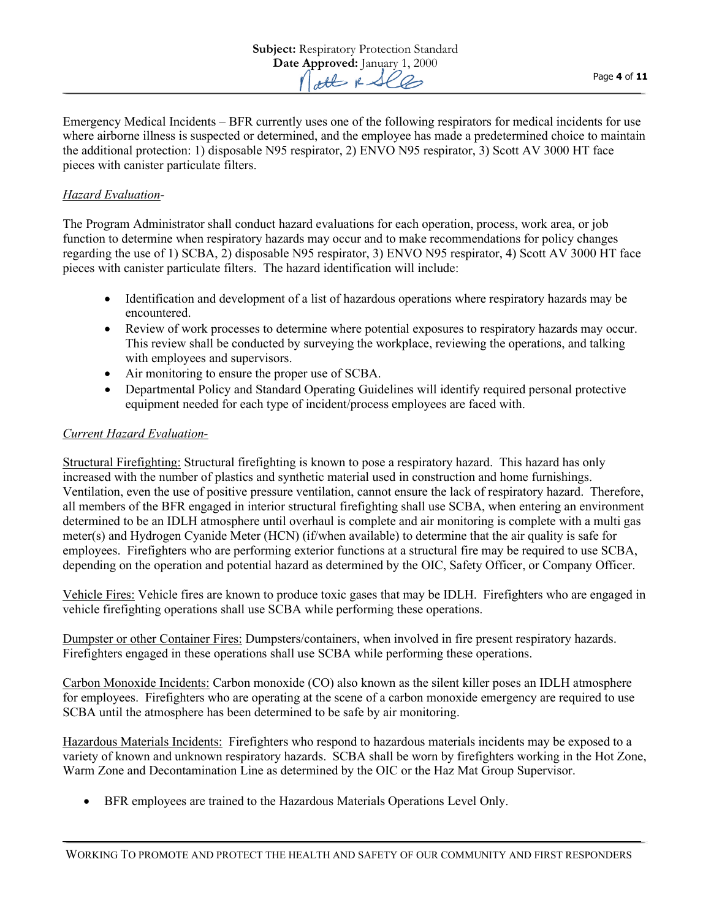Emergency Medical Incidents – BFR currently uses one of the following respirators for medical incidents for use where airborne illness is suspected or determined, and the employee has made a predetermined choice to maintain the additional protection: 1) disposable N95 respirator, 2) ENVO N95 respirator, 3) Scott AV 3000 HT face pieces with canister particulate filters.

*Hazard Evaluation-*

The Program Administrator shall conduct hazard evaluations for each operation, process, work area, or job function to determine when respiratory hazards may occur and to make recommendations for policy changes regarding the use of 1) SCBA, 2) disposable N95 respirator, 3) ENVO N95 respirator, 4) Scott AV 3000 HT face pieces with canister particulate filters. The hazard identification will include:

- Identification and development of a list of hazardous operations where respiratory hazards may be encountered.
- Review of work processes to determine where potential exposures to respiratory hazards may occur. This review shall be conducted by surveying the workplace, reviewing the operations, and talking with employees and supervisors.
- Air monitoring to ensure the proper use of SCBA.
- Departmental Policy and Standard Operating Guidelines will identify required personal protective equipment needed for each type of incident/process employees are faced with.

*Current Hazard Evaluation-*

Structural Firefighting: Structural firefighting is known to pose a respiratory hazard. This hazard has only increased with the number of plastics and synthetic material used in construction and home furnishings. Ventilation, even the use of positive pressure ventilation, cannot ensure the lack of respiratory hazard. Therefore, all members of the BFR engaged in interior structural firefighting shall use SCBA, when entering an environment determined to be an IDLH atmosphere until overhaul is complete and air monitoring is complete with a multi gas meter(s) and Hydrogen Cyanide Meter (HCN) (if/when available) to determine that the air quality is safe for employees. Firefighters who are performing exterior functions at a structural fire may be required to use SCBA, depending on the operation and potential hazard as determined by the OIC, Safety Officer, or Company Officer.

Vehicle Fires: Vehicle fires are known to produce toxic gases that may be IDLH. Firefighters who are engaged in vehicle firefighting operations shall use SCBA while performing these operations.

Dumpster or other Container Fires: Dumpsters/containers, when involved in fire present respiratory hazards. Firefighters engaged in these operations shall use SCBA while performing these operations.

Carbon Monoxide Incidents: Carbon monoxide (CO) also known as the silent killer poses an IDLH atmosphere for employees. Firefighters who are operating at the scene of a carbon monoxide emergency are required to use SCBA until the atmosphere has been determined to be safe by air monitoring.

Hazardous Materials Incidents: Firefighters who respond to hazardous materials incidents may be exposed to a variety of known and unknown respiratory hazards. SCBA shall be worn by firefighters working in the Hot Zone, Warm Zone and Decontamination Line as determined by the OIC or the Haz Mat Group Supervisor.

- BFR employees are trained to the Hazardous Materials Operations Level Only.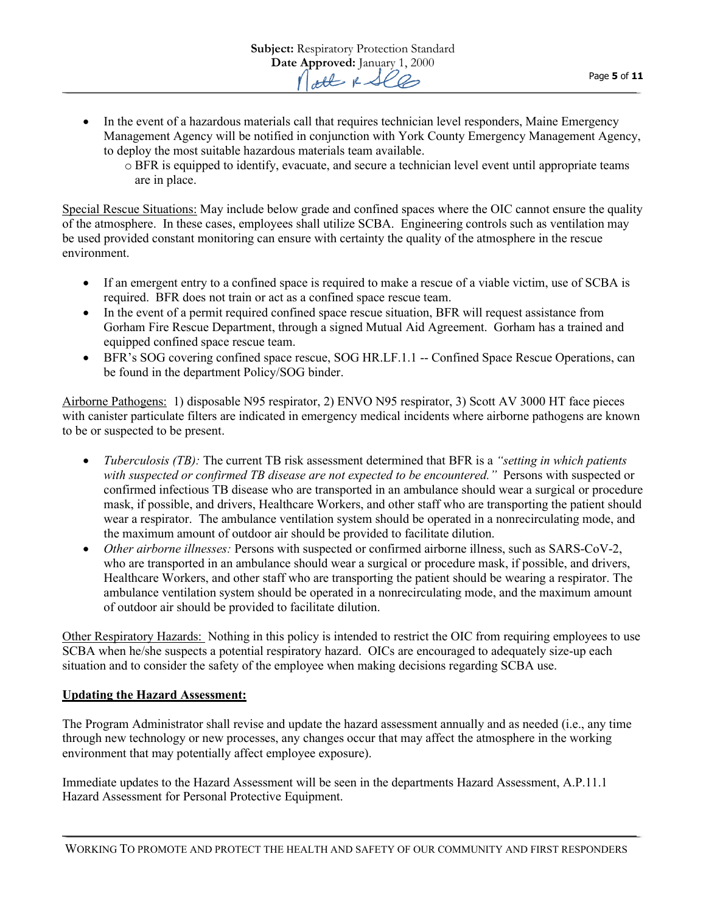- In the event of a hazardous materials call that requires technician level responders, Maine Emergency Management Agency will be notified in conjunction with York County Emergency Management Agency, to deploy the most suitable hazardous materials team available.
    - BFR is equipped to identify, evacuate, and secure a technician level event until appropriate teams are in place.

Special Rescue Situations: May include below grade and confined spaces where the OIC cannot ensure the quality of the atmosphere. In these cases, employees shall utilize SCBA. Engineering controls such as ventilation may be used provided constant monitoring can ensure with certainty the quality of the atmosphere in the rescue environment.

- If an emergent entry to a confined space is required to make a rescue of a viable victim, use of SCBA is required. BFR does not train or act as a confined space rescue team.
- In the event of a permit required confined space rescue situation, BFR will request assistance from Gorham Fire Rescue Department, through a signed Mutual Aid Agreement. Gorham has a trained and equipped confined space rescue team.
- BFR's SOG covering confined space rescue, SOG HR.LF.1.1 -- Confined Space Rescue Operations, can be found in the department Policy/SOG binder.

Airborne Pathogens: 1) disposable N95 respirator, 2) ENVO N95 respirator, 3) Scott AV 3000 HT face pieces with canister particulate filters are indicated in emergency medical incidents where airborne pathogens are known to be or suspected to be present.

- *Tuberculosis (TB):* The current TB risk assessment determined that BFR is a *"setting in which patients with suspected or confirmed TB disease are not expected to be encountered."* Persons with suspected or confirmed infectious TB disease who are transported in an ambulance should wear a surgical or procedure mask, if possible, and drivers, Healthcare Workers, and other staff who are transporting the patient should wear a respirator. The ambulance ventilation system should be operated in a nonrecirculating mode, and the maximum amount of outdoor air should be provided to facilitate dilution.
- *Other airborne illnesses:* Persons with suspected or confirmed airborne illness, such as SARS-CoV-2, who are transported in an ambulance should wear a surgical or procedure mask, if possible, and drivers, Healthcare Workers, and other staff who are transporting the patient should be wearing a respirator. The ambulance ventilation system should be operated in a nonrecirculating mode, and the maximum amount of outdoor air should be provided to facilitate dilution.

Other Respiratory Hazards: Nothing in this policy is intended to restrict the OIC from requiring employees to use SCBA when he/she suspects a potential respiratory hazard. OICs are encouraged to adequately size-up each situation and to consider the safety of the employee when making decisions regarding SCBA use.

**Updating the Hazard Assessment:**

The Program Administrator shall revise and update the hazard assessment annually and as needed (i.e., any time through new technology or new processes, any changes occur that may affect the atmosphere in the working environment that may potentially affect employee exposure).

Immediate updates to the Hazard Assessment will be seen in the departments Hazard Assessment, A.P.11.1 Hazard Assessment for Personal Protective Equipment.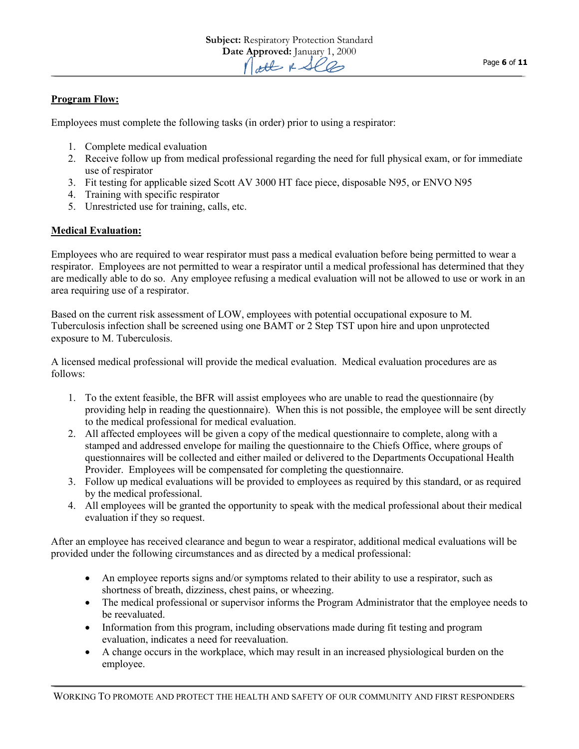**Program Flow:**

Employees must complete the following tasks (in order) prior to using a respirator:

1. Complete medical evaluation
2. Receive follow up from medical professional regarding the need for full physical exam, or for immediate use of respirator
3. Fit testing for applicable sized Scott AV 3000 HT face piece, disposable N95, or ENVO N95
4. Training with specific respirator
5. Unrestricted use for training, calls, etc.

**Medical Evaluation:**

Employees who are required to wear respirator must pass a medical evaluation before being permitted to wear a respirator. Employees are not permitted to wear a respirator until a medical professional has determined that they are medically able to do so. Any employee refusing a medical evaluation will not be allowed to use or work in an area requiring use of a respirator.

Based on the current risk assessment of LOW, employees with potential occupational exposure to M. Tuberculosis infection shall be screened using one BAMT or 2 Step TST upon hire and upon unprotected exposure to M. Tuberculosis.

A licensed medical professional will provide the medical evaluation. Medical evaluation procedures are as follows:

1. To the extent feasible, the BFR will assist employees who are unable to read the questionnaire (by providing help in reading the questionnaire). When this is not possible, the employee will be sent directly to the medical professional for medical evaluation.
2. All affected employees will be given a copy of the medical questionnaire to complete, along with a stamped and addressed envelope for mailing the questionnaire to the Chiefs Office, where groups of questionnaires will be collected and either mailed or delivered to the Departments Occupational Health Provider. Employees will be compensated for completing the questionnaire.
3. Follow up medical evaluations will be provided to employees as required by this standard, or as required by the medical professional.
4. All employees will be granted the opportunity to speak with the medical professional about their medical evaluation if they so request.

After an employee has received clearance and begun to wear a respirator, additional medical evaluations will be provided under the following circumstances and as directed by a medical professional:

- An employee reports signs and/or symptoms related to their ability to use a respirator, such as shortness of breath, dizziness, chest pains, or wheezing.
- The medical professional or supervisor informs the Program Administrator that the employee needs to be reevaluated.
- Information from this program, including observations made during fit testing and program evaluation, indicates a need for reevaluation.
- A change occurs in the workplace, which may result in an increased physiological burden on the employee.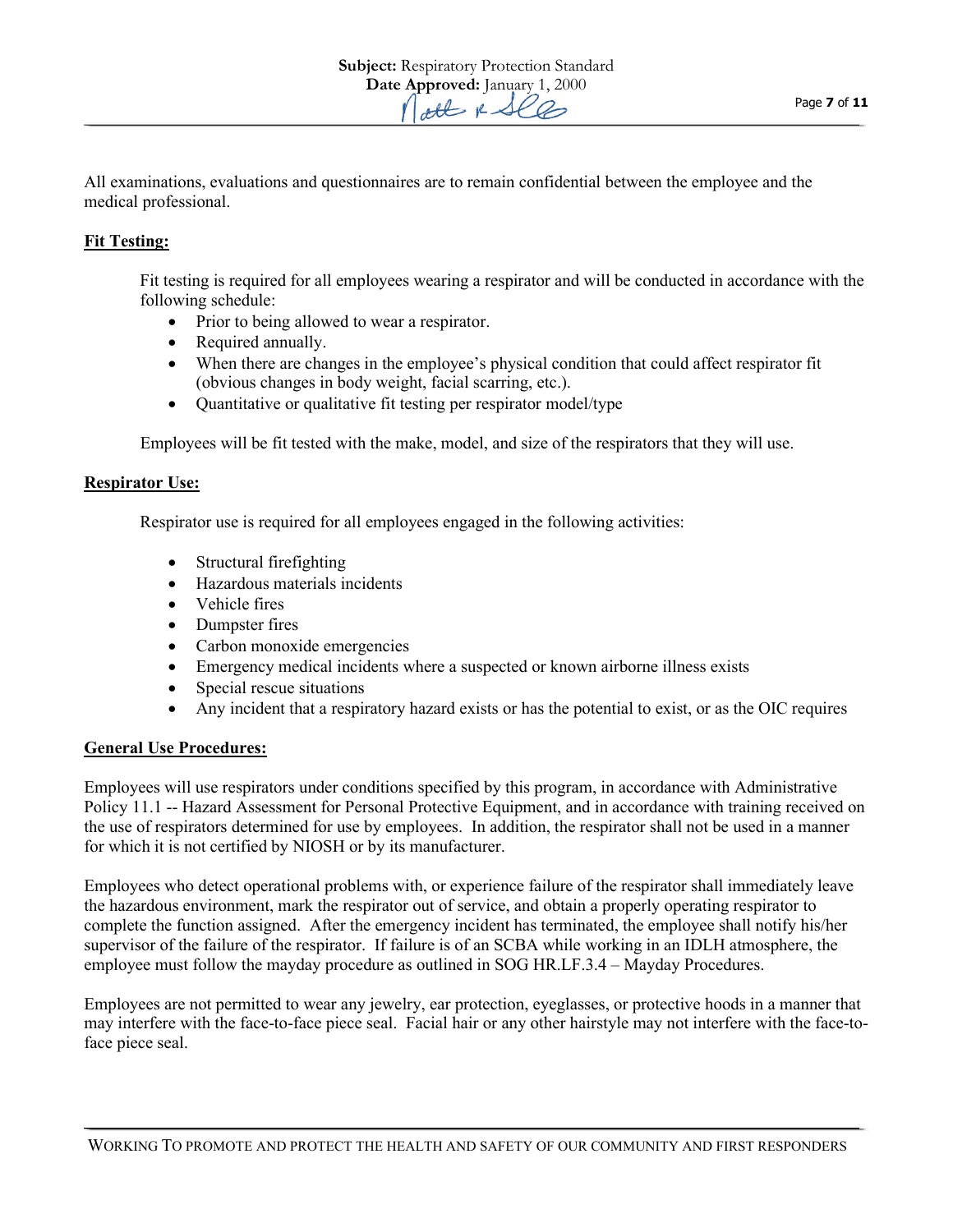All examinations, evaluations and questionnaires are to remain confidential between the employee and the medical professional.

## Fit Testing:

Fit testing is required for all employees wearing a respirator and will be conducted in accordance with the following schedule:

- Prior to being allowed to wear a respirator.
- Required annually.
- When there are changes in the employee's physical condition that could affect respirator fit (obvious changes in body weight, facial scarring, etc.).
- Quantitative or qualitative fit testing per respirator model/type

Employees will be fit tested with the make, model, and size of the respirators that they will use.

## Respirator Use:

Respirator use is required for all employees engaged in the following activities:

- Structural firefighting
- Hazardous materials incidents
- Vehicle fires
- Dumpster fires
- Carbon monoxide emergencies
- Emergency medical incidents where a suspected or known airborne illness exists
- Special rescue situations
- Any incident that a respiratory hazard exists or has the potential to exist, or as the OIC requires

## General Use Procedures:

Employees will use respirators under conditions specified by this program, in accordance with Administrative Policy 11.1 -- Hazard Assessment for Personal Protective Equipment, and in accordance with training received on the use of respirators determined for use by employees. In addition, the respirator shall not be used in a manner for which it is not certified by NIOSH or by its manufacturer.

Employees who detect operational problems with, or experience failure of the respirator shall immediately leave the hazardous environment, mark the respirator out of service, and obtain a properly operating respirator to complete the function assigned. After the emergency incident has terminated, the employee shall notify his/her supervisor of the failure of the respirator. If failure is of an SCBA while working in an IDLH atmosphere, the employee must follow the mayday procedure as outlined in SOG HR.LF.3.4 – Mayday Procedures.

Employees are not permitted to wear any jewelry, ear protection, eyeglasses, or protective hoods in a manner that may interfere with the face-to-face piece seal. Facial hair or any other hairstyle may not interfere with the face-to-face piece seal.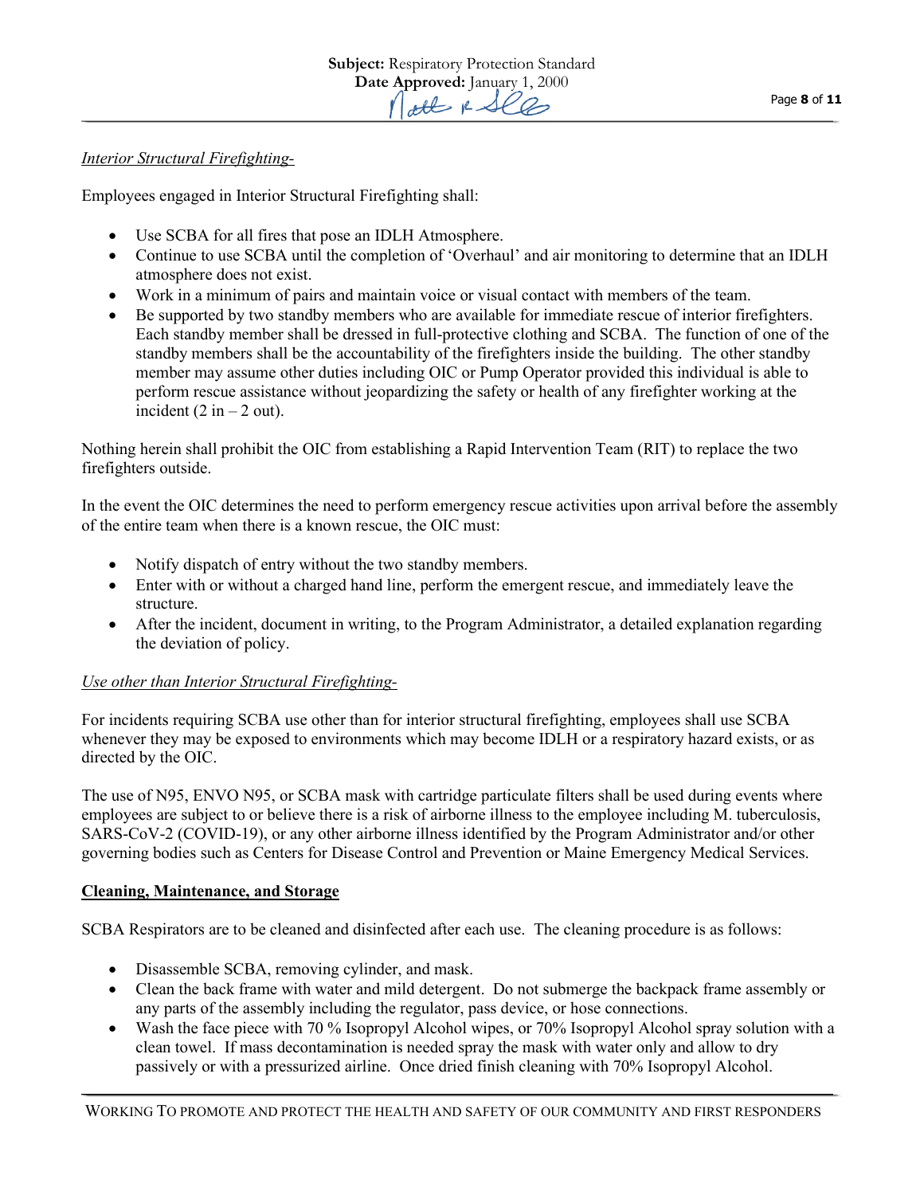*Interior Structural Firefighting-*

Employees engaged in Interior Structural Firefighting shall:

- Use SCBA for all fires that pose an IDLH Atmosphere.
- Continue to use SCBA until the completion of 'Overhaul' and air monitoring to determine that an IDLH atmosphere does not exist.
- Work in a minimum of pairs and maintain voice or visual contact with members of the team.
- Be supported by two standby members who are available for immediate rescue of interior firefighters. Each standby member shall be dressed in full-protective clothing and SCBA. The function of one of the standby members shall be the accountability of the firefighters inside the building. The other standby member may assume other duties including OIC or Pump Operator provided this individual is able to perform rescue assistance without jeopardizing the safety or health of any firefighter working at the incident (2 in – 2 out).

Nothing herein shall prohibit the OIC from establishing a Rapid Intervention Team (RIT) to replace the two firefighters outside.

In the event the OIC determines the need to perform emergency rescue activities upon arrival before the assembly of the entire team when there is a known rescue, the OIC must:

- Notify dispatch of entry without the two standby members.
- Enter with or without a charged hand line, perform the emergent rescue, and immediately leave the structure.
- After the incident, document in writing, to the Program Administrator, a detailed explanation regarding the deviation of policy.

*Use other than Interior Structural Firefighting-*

For incidents requiring SCBA use other than for interior structural firefighting, employees shall use SCBA whenever they may be exposed to environments which may become IDLH or a respiratory hazard exists, or as directed by the OIC.

The use of N95, ENVO N95, or SCBA mask with cartridge particulate filters shall be used during events where employees are subject to or believe there is a risk of airborne illness to the employee including M. tuberculosis, SARS-CoV-2 (COVID-19), or any other airborne illness identified by the Program Administrator and/or other governing bodies such as Centers for Disease Control and Prevention or Maine Emergency Medical Services.

**Cleaning, Maintenance, and Storage**

SCBA Respirators are to be cleaned and disinfected after each use. The cleaning procedure is as follows:

- Disassemble SCBA, removing cylinder, and mask.
- Clean the back frame with water and mild detergent. Do not submerge the backpack frame assembly or any parts of the assembly including the regulator, pass device, or hose connections.
- Wash the face piece with 70 % Isopropyl Alcohol wipes, or 70% Isopropyl Alcohol spray solution with a clean towel. If mass decontamination is needed spray the mask with water only and allow to dry passively or with a pressurized airline. Once dried finish cleaning with 70% Isopropyl Alcohol.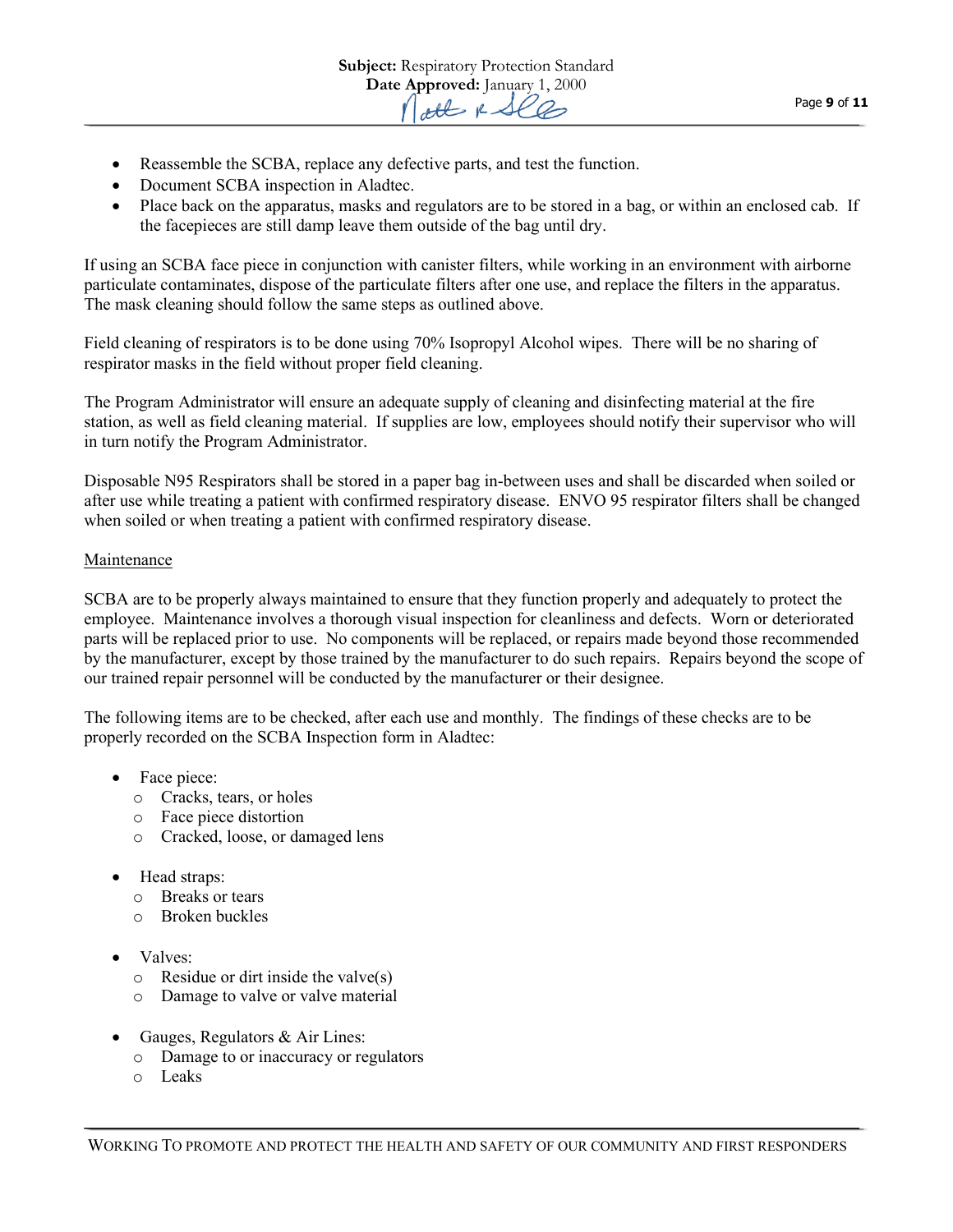- Reassemble the SCBA, replace any defective parts, and test the function.
- Document SCBA inspection in Aladtec.
- Place back on the apparatus, masks and regulators are to be stored in a bag, or within an enclosed cab. If the facepieces are still damp leave them outside of the bag until dry.

If using an SCBA face piece in conjunction with canister filters, while working in an environment with airborne particulate contaminates, dispose of the particulate filters after one use, and replace the filters in the apparatus. The mask cleaning should follow the same steps as outlined above.

Field cleaning of respirators is to be done using 70% Isopropyl Alcohol wipes. There will be no sharing of respirator masks in the field without proper field cleaning.

The Program Administrator will ensure an adequate supply of cleaning and disinfecting material at the fire station, as well as field cleaning material. If supplies are low, employees should notify their supervisor who will in turn notify the Program Administrator.

Disposable N95 Respirators shall be stored in a paper bag in-between uses and shall be discarded when soiled or after use while treating a patient with confirmed respiratory disease. ENVO 95 respirator filters shall be changed when soiled or when treating a patient with confirmed respiratory disease.

<u>Maintenance</u>

SCBA are to be properly always maintained to ensure that they function properly and adequately to protect the employee. Maintenance involves a thorough visual inspection for cleanliness and defects. Worn or deteriorated parts will be replaced prior to use. No components will be replaced, or repairs made beyond those recommended by the manufacturer, except by those trained by the manufacturer to do such repairs. Repairs beyond the scope of our trained repair personnel will be conducted by the manufacturer or their designee.

The following items are to be checked, after each use and monthly. The findings of these checks are to be properly recorded on the SCBA Inspection form in Aladtec:

- Face piece:
  - Cracks, tears, or holes
  - Face piece distortion
  - Cracked, loose, or damaged lens

- Head straps:
  - Breaks or tears
  - Broken buckles

- Valves:
  - Residue or dirt inside the valve(s)
  - Damage to valve or valve material

- Gauges, Regulators & Air Lines:
  - Damage to or inaccuracy or regulators
  - Leaks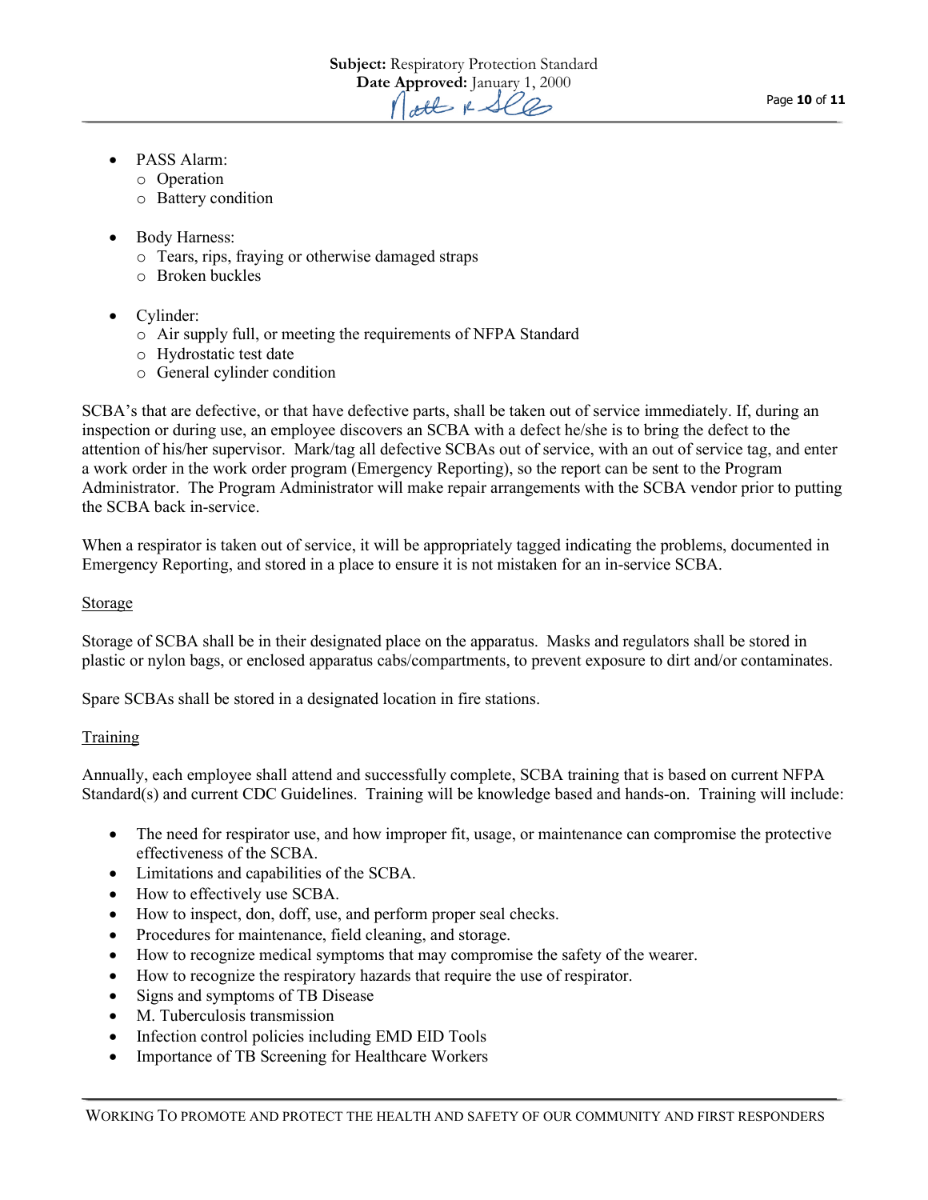- PASS Alarm:
  - Operation
  - Battery condition

- Body Harness:
  - Tears, rips, fraying or otherwise damaged straps
  - Broken buckles

- Cylinder:
  - Air supply full, or meeting the requirements of NFPA Standard
  - Hydrostatic test date
  - General cylinder condition

SCBA's that are defective, or that have defective parts, shall be taken out of service immediately. If, during an inspection or during use, an employee discovers an SCBA with a defect he/she is to bring the defect to the attention of his/her supervisor. Mark/tag all defective SCBAs out of service, with an out of service tag, and enter a work order in the work order program (Emergency Reporting), so the report can be sent to the Program Administrator. The Program Administrator will make repair arrangements with the SCBA vendor prior to putting the SCBA back in-service.

When a respirator is taken out of service, it will be appropriately tagged indicating the problems, documented in Emergency Reporting, and stored in a place to ensure it is not mistaken for an in-service SCBA.

Storage

Storage of SCBA shall be in their designated place on the apparatus. Masks and regulators shall be stored in plastic or nylon bags, or enclosed apparatus cabs/compartments, to prevent exposure to dirt and/or contaminates.

Spare SCBAs shall be stored in a designated location in fire stations.

Training

Annually, each employee shall attend and successfully complete, SCBA training that is based on current NFPA Standard(s) and current CDC Guidelines. Training will be knowledge based and hands-on. Training will include:

- The need for respirator use, and how improper fit, usage, or maintenance can compromise the protective effectiveness of the SCBA.
- Limitations and capabilities of the SCBA.
- How to effectively use SCBA.
- How to inspect, don, doff, use, and perform proper seal checks.
- Procedures for maintenance, field cleaning, and storage.
- How to recognize medical symptoms that may compromise the safety of the wearer.
- How to recognize the respiratory hazards that require the use of respirator.
- Signs and symptoms of TB Disease
- M. Tuberculosis transmission
- Infection control policies including EMD EID Tools
- Importance of TB Screening for Healthcare Workers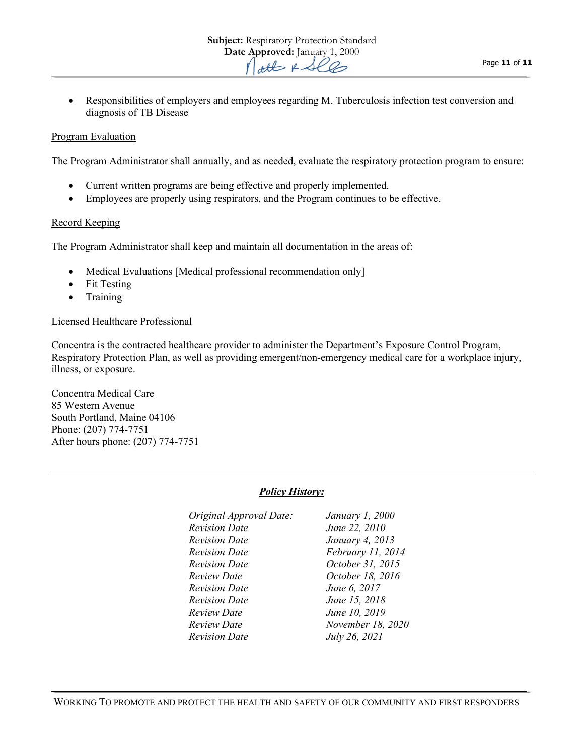- Responsibilities of employers and employees regarding M. Tuberculosis infection test conversion and diagnosis of TB Disease

Program Evaluation

The Program Administrator shall annually, and as needed, evaluate the respiratory protection program to ensure:

- Current written programs are being effective and properly implemented.
- Employees are properly using respirators, and the Program continues to be effective.

Record Keeping

The Program Administrator shall keep and maintain all documentation in the areas of:

- Medical Evaluations [Medical professional recommendation only]
- Fit Testing
- Training

Licensed Healthcare Professional

Concentra is the contracted healthcare provider to administer the Department's Exposure Control Program, Respiratory Protection Plan, as well as providing emergent/non-emergency medical care for a workplace injury, illness, or exposure.

Concentra Medical Care
85 Western Avenue
South Portland, Maine 04106
Phone: (207) 774-7751
After hours phone: (207) 774-7751

## ***Policy History:***

| | |
|---|---|
| *Original Approval Date:* | *January 1, 2000* |
| *Revision Date* | *June 22, 2010* |
| *Revision Date* | *January 4, 2013* |
| *Revision Date* | *February 11, 2014* |
| *Revision Date* | *October 31, 2015* |
| *Review Date* | *October 18, 2016* |
| *Revision Date* | *June 6, 2017* |
| *Revision Date* | *June 15, 2018* |
| *Review Date* | *June 10, 2019* |
| *Review Date* | *November 18, 2020* |
| *Revision Date* | *July 26, 2021* |